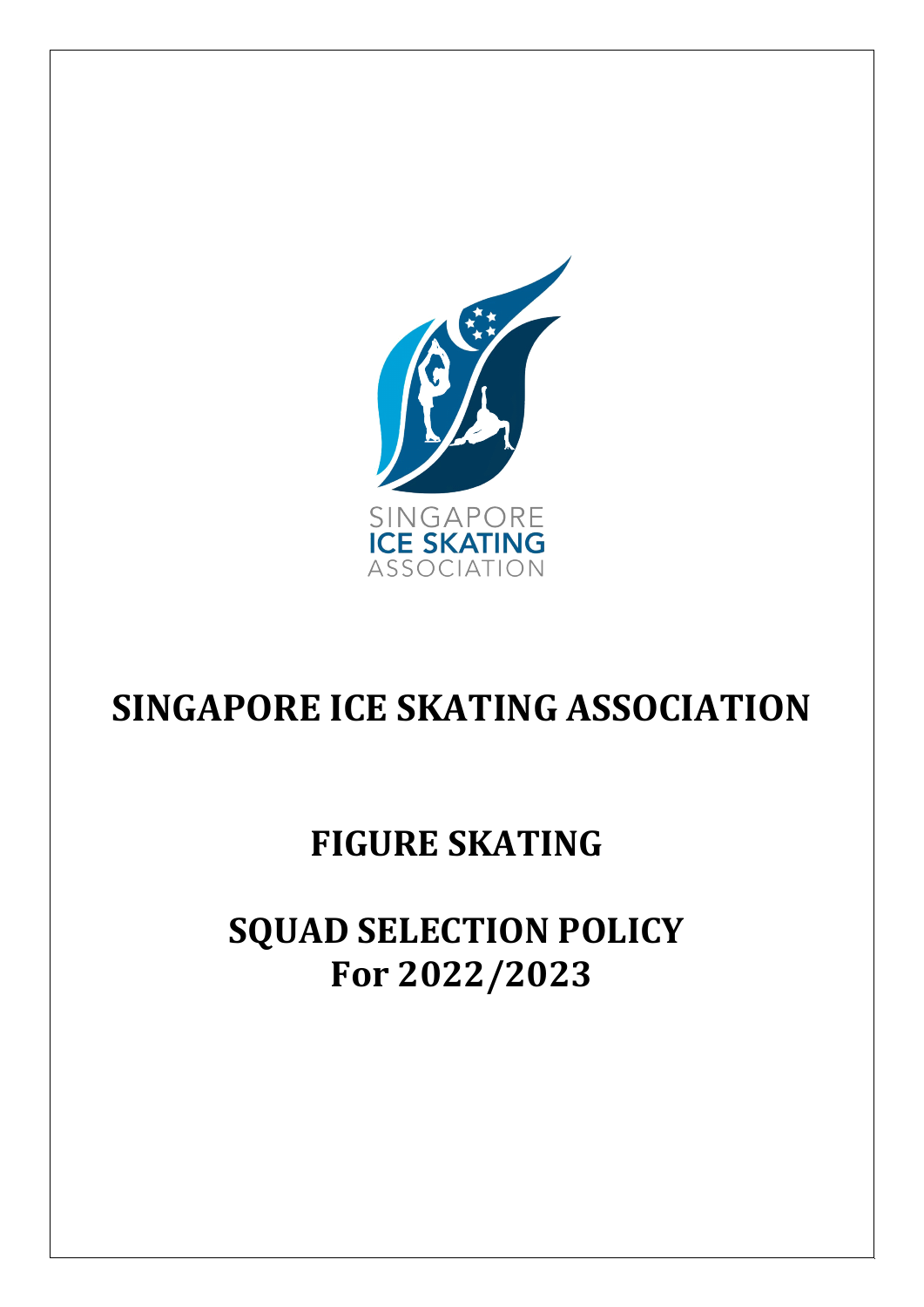SINGAPORE
ICE SKATING
ASSOCIATION

# SINGAPORE ICE SKATING ASSOCIATION

## FIGURE SKATING

## SQUAD SELECTION POLICY For 2022/2023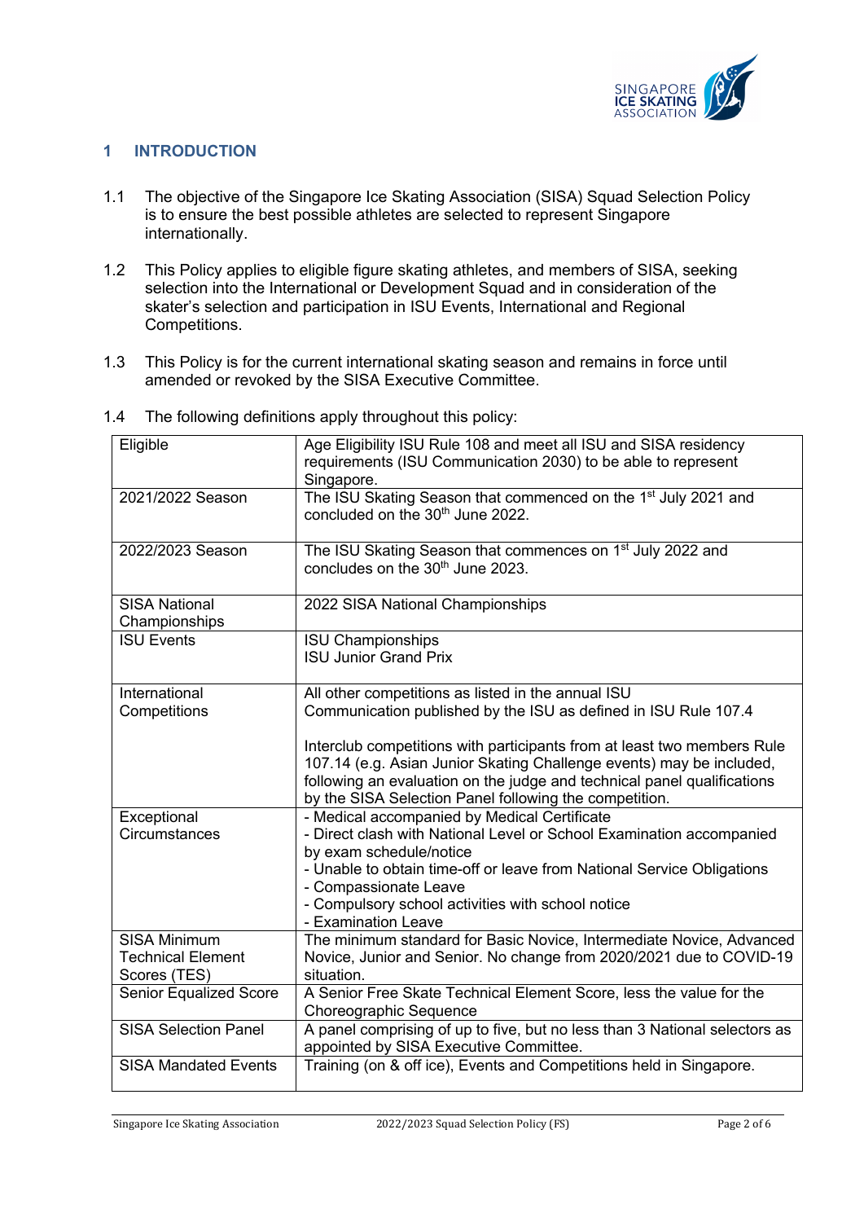# 1 INTRODUCTION

1.1 The objective of the Singapore Ice Skating Association (SISA) Squad Selection Policy is to ensure the best possible athletes are selected to represent Singapore internationally.

1.2 This Policy applies to eligible figure skating athletes, and members of SISA, seeking selection into the International or Development Squad and in consideration of the skater's selection and participation in ISU Events, International and Regional Competitions.

1.3 This Policy is for the current international skating season and remains in force until amended or revoked by the SISA Executive Committee.

1.4 The following definitions apply throughout this policy:

| | |
|---|---|
| Eligible | Age Eligibility ISU Rule 108 and meet all ISU and SISA residency requirements (ISU Communication 2030) to be able to represent Singapore. |
| 2021/2022 Season | The ISU Skating Season that commenced on the 1st July 2021 and concluded on the 30th June 2022. |
| 2022/2023 Season | The ISU Skating Season that commences on 1st July 2022 and concludes on the 30th June 2023. |
| SISA National Championships | 2022 SISA National Championships |
| ISU Events | ISU Championships<br>ISU Junior Grand Prix |
| International Competitions | All other competitions as listed in the annual ISU Communication published by the ISU as defined in ISU Rule 107.4<br><br>Interclub competitions with participants from at least two members Rule 107.14 (e.g. Asian Junior Skating Challenge events) may be included, following an evaluation on the judge and technical panel qualifications by the SISA Selection Panel following the competition. |
| Exceptional Circumstances | - Medical accompanied by Medical Certificate<br>- Direct clash with National Level or School Examination accompanied by exam schedule/notice<br>- Unable to obtain time-off or leave from National Service Obligations<br>- Compassionate Leave<br>- Compulsory school activities with school notice<br>- Examination Leave |
| SISA Minimum Technical Element Scores (TES) | The minimum standard for Basic Novice, Intermediate Novice, Advanced Novice, Junior and Senior. No change from 2020/2021 due to COVID-19 situation. |
| Senior Equalized Score | A Senior Free Skate Technical Element Score, less the value for the Choreographic Sequence |
| SISA Selection Panel | A panel comprising of up to five, but no less than 3 National selectors as appointed by SISA Executive Committee. |
| SISA Mandated Events | Training (on & off ice), Events and Competitions held in Singapore. |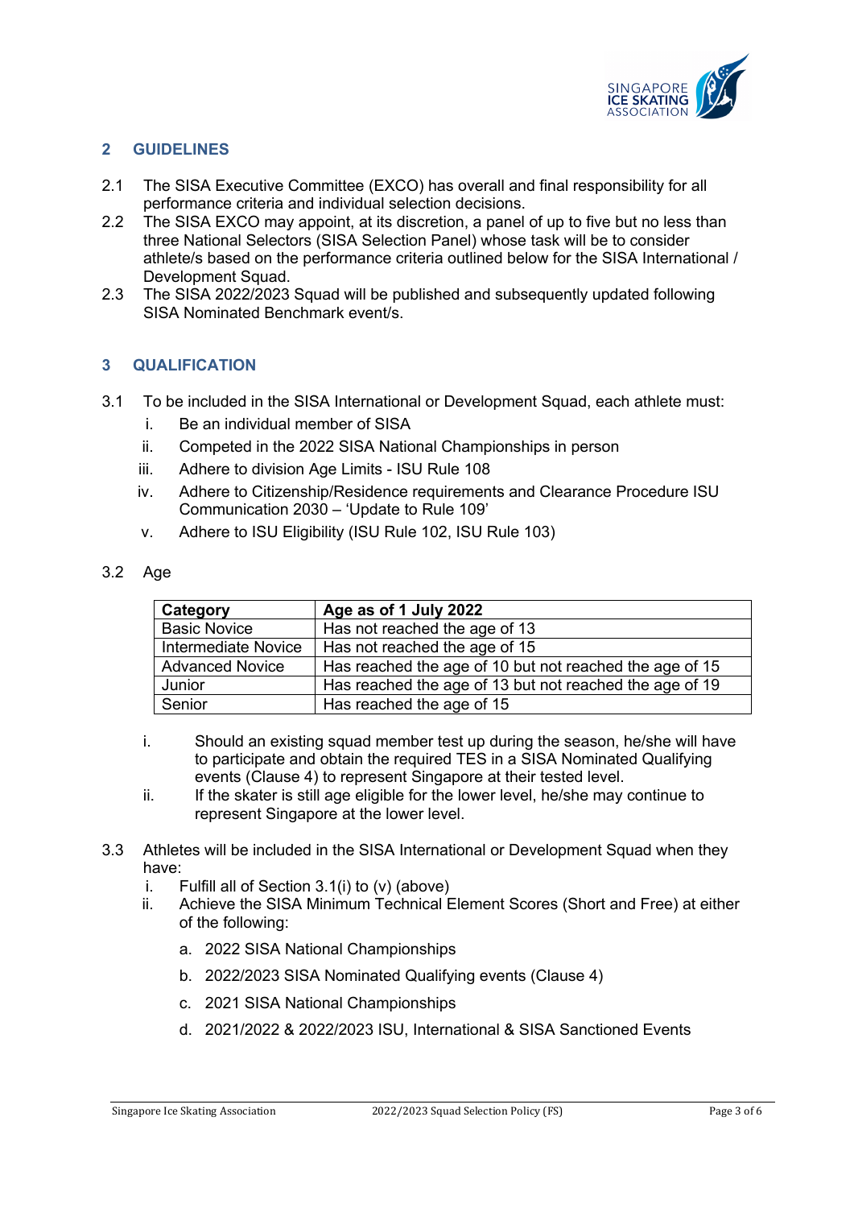## 2 GUIDELINES

2.1 The SISA Executive Committee (EXCO) has overall and final responsibility for all performance criteria and individual selection decisions.

2.2 The SISA EXCO may appoint, at its discretion, a panel of up to five but no less than three National Selectors (SISA Selection Panel) whose task will be to consider athlete/s based on the performance criteria outlined below for the SISA International / Development Squad.

2.3 The SISA 2022/2023 Squad will be published and subsequently updated following SISA Nominated Benchmark event/s.

## 3 QUALIFICATION

3.1 To be included in the SISA International or Development Squad, each athlete must:

i. Be an individual member of SISA
ii. Competed in the 2022 SISA National Championships in person
iii. Adhere to division Age Limits - ISU Rule 108
iv. Adhere to Citizenship/Residence requirements and Clearance Procedure ISU Communication 2030 – 'Update to Rule 109'
v. Adhere to ISU Eligibility (ISU Rule 102, ISU Rule 103)

3.2 Age

| Category | Age as of 1 July 2022 |
|---|---|
| Basic Novice | Has not reached the age of 13 |
| Intermediate Novice | Has not reached the age of 15 |
| Advanced Novice | Has reached the age of 10 but not reached the age of 15 |
| Junior | Has reached the age of 13 but not reached the age of 19 |
| Senior | Has reached the age of 15 |

i. Should an existing squad member test up during the season, he/she will have to participate and obtain the required TES in a SISA Nominated Qualifying events (Clause 4) to represent Singapore at their tested level.
ii. If the skater is still age eligible for the lower level, he/she may continue to represent Singapore at the lower level.

3.3 Athletes will be included in the SISA International or Development Squad when they have:

i. Fulfill all of Section 3.1(i) to (v) (above)
ii. Achieve the SISA Minimum Technical Element Scores (Short and Free) at either of the following:

a. 2022 SISA National Championships

b. 2022/2023 SISA Nominated Qualifying events (Clause 4)

c. 2021 SISA National Championships

d. 2021/2022 & 2022/2023 ISU, International & SISA Sanctioned Events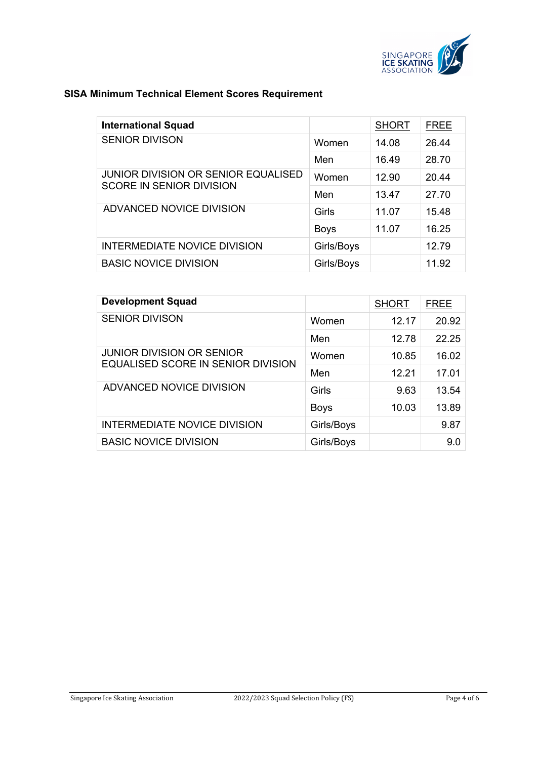**SISA Minimum Technical Element Scores Requirement**

| **International Squad** | | SHORT | FREE |
|---|---|---|---|
| SENIOR DIVISON | Women | 14.08 | 26.44 |
| | Men | 16.49 | 28.70 |
| JUNIOR DIVISION OR SENIOR EQUALISED SCORE IN SENIOR DIVISION | Women | 12.90 | 20.44 |
| | Men | 13.47 | 27.70 |
| ADVANCED NOVICE DIVISION | Girls | 11.07 | 15.48 |
| | Boys | 11.07 | 16.25 |
| INTERMEDIATE NOVICE DIVISION | Girls/Boys | | 12.79 |
| BASIC NOVICE DIVISION | Girls/Boys | | 11.92 |

| **Development Squad** | | SHORT | FREE |
|---|---|---|---|
| SENIOR DIVISON | Women | 12.17 | 20.92 |
| | Men | 12.78 | 22.25 |
| JUNIOR DIVISION OR SENIOR EQUALISED SCORE IN SENIOR DIVISION | Women | 10.85 | 16.02 |
| | Men | 12.21 | 17.01 |
| ADVANCED NOVICE DIVISION | Girls | 9.63 | 13.54 |
| | Boys | 10.03 | 13.89 |
| INTERMEDIATE NOVICE DIVISION | Girls/Boys | | 9.87 |
| BASIC NOVICE DIVISION | Girls/Boys | | 9.0 |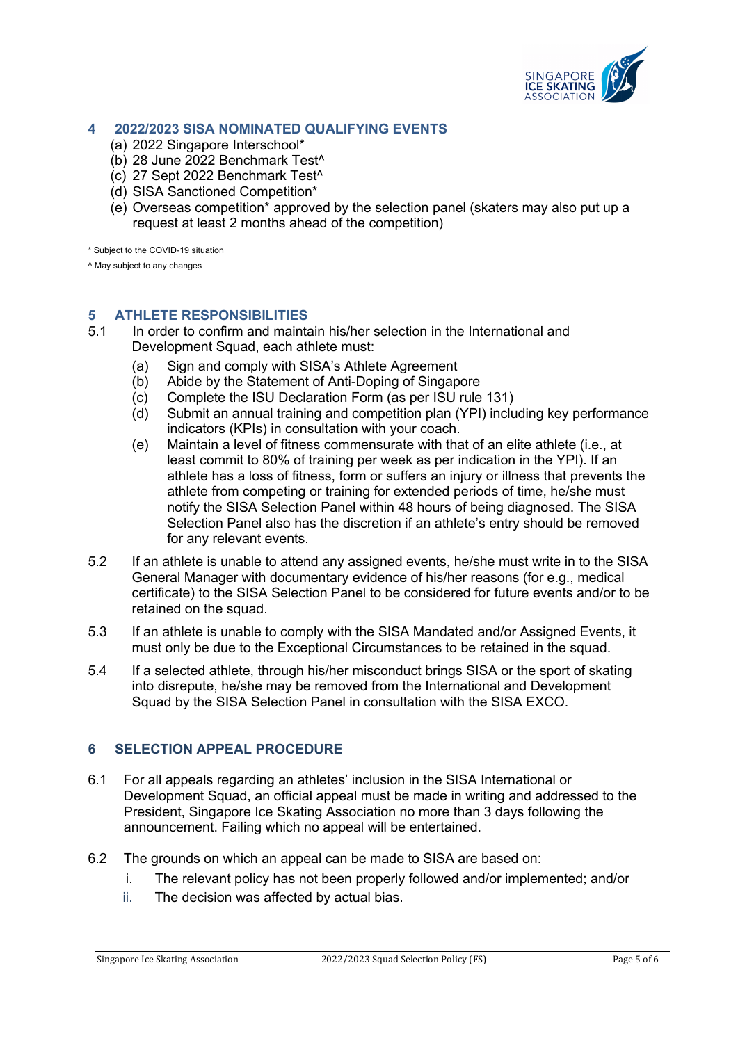## 4 2022/2023 SISA NOMINATED QUALIFYING EVENTS

(a) 2022 Singapore Interschool*
(b) 28 June 2022 Benchmark Test^
(c) 27 Sept 2022 Benchmark Test^
(d) SISA Sanctioned Competition*
(e) Overseas competition* approved by the selection panel (skaters may also put up a request at least 2 months ahead of the competition)

* Subject to the COVID-19 situation

^ May subject to any changes

## 5 ATHLETE RESPONSIBILITIES

5.1 In order to confirm and maintain his/her selection in the International and Development Squad, each athlete must:

(a) Sign and comply with SISA's Athlete Agreement
(b) Abide by the Statement of Anti-Doping of Singapore
(c) Complete the ISU Declaration Form (as per ISU rule 131)
(d) Submit an annual training and competition plan (YPI) including key performance indicators (KPIs) in consultation with your coach.
(e) Maintain a level of fitness commensurate with that of an elite athlete (i.e., at least commit to 80% of training per week as per indication in the YPI). If an athlete has a loss of fitness, form or suffers an injury or illness that prevents the athlete from competing or training for extended periods of time, he/she must notify the SISA Selection Panel within 48 hours of being diagnosed. The SISA Selection Panel also has the discretion if an athlete's entry should be removed for any relevant events.

5.2 If an athlete is unable to attend any assigned events, he/she must write in to the SISA General Manager with documentary evidence of his/her reasons (for e.g., medical certificate) to the SISA Selection Panel to be considered for future events and/or to be retained on the squad.

5.3 If an athlete is unable to comply with the SISA Mandated and/or Assigned Events, it must only be due to the Exceptional Circumstances to be retained in the squad.

5.4 If a selected athlete, through his/her misconduct brings SISA or the sport of skating into disrepute, he/she may be removed from the International and Development Squad by the SISA Selection Panel in consultation with the SISA EXCO.

## 6 SELECTION APPEAL PROCEDURE

6.1 For all appeals regarding an athletes' inclusion in the SISA International or Development Squad, an official appeal must be made in writing and addressed to the President, Singapore Ice Skating Association no more than 3 days following the announcement. Failing which no appeal will be entertained.

6.2 The grounds on which an appeal can be made to SISA are based on:

i. The relevant policy has not been properly followed and/or implemented; and/or
ii. The decision was affected by actual bias.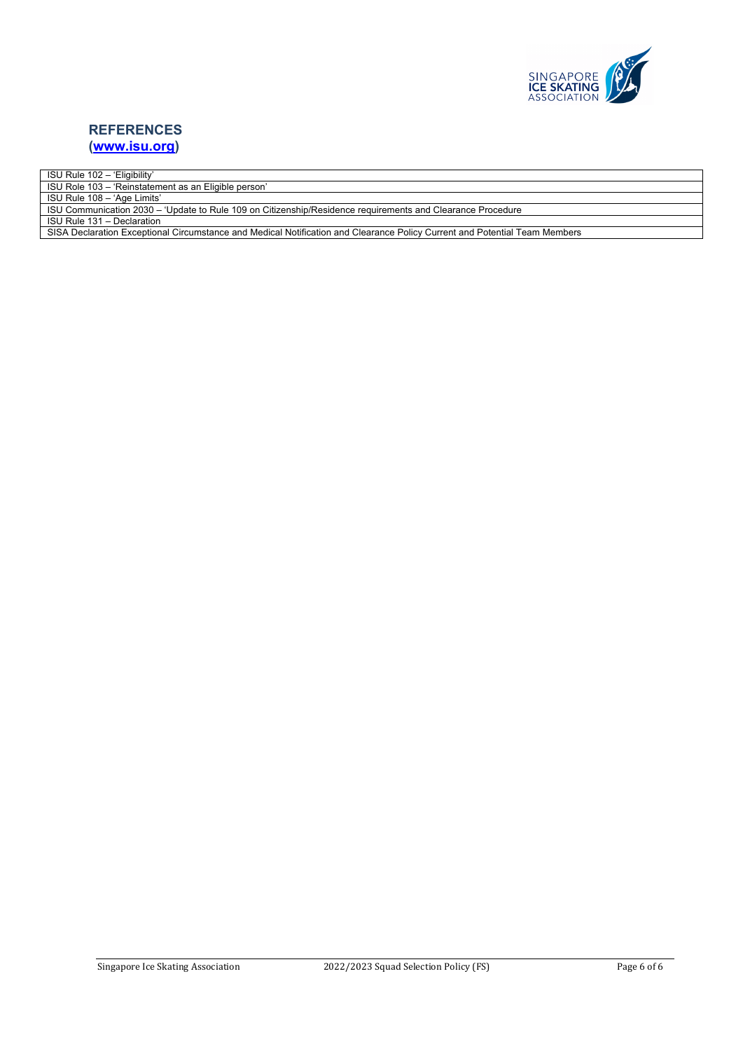## REFERENCES
**([www.isu.org](http://www.isu.org))**

| |
|---|
| ISU Rule 102 – 'Eligibility' |
| ISU Role 103 – 'Reinstatement as an Eligible person' |
| ISU Rule 108 – 'Age Limits' |
| ISU Communication 2030 – 'Update to Rule 109 on Citizenship/Residence requirements and Clearance Procedure |
| ISU Rule 131 – Declaration |
| SISA Declaration Exceptional Circumstance and Medical Notification and Clearance Policy Current and Potential Team Members |